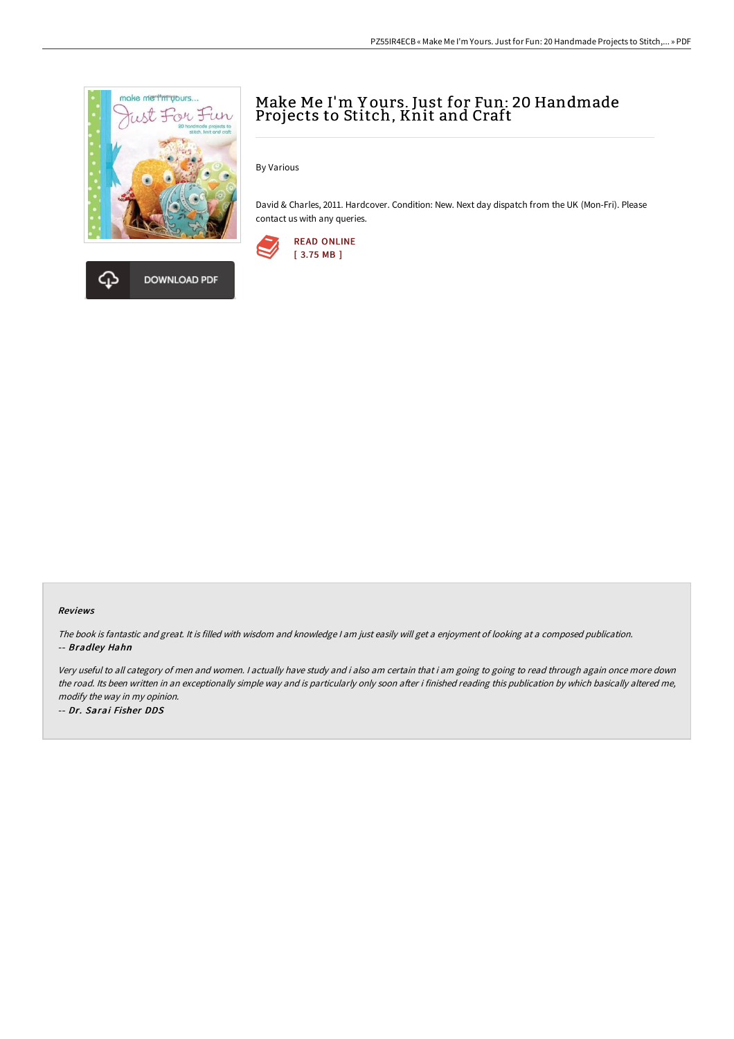# Make Me I'm Yours. Just for Fun: 20 Handmade Projects to Stitch, Knit and Craft

By Various

David & Charles, 2011. Hardcover. Condition: New. Next day dispatch from the UK (Mon-Fri). Please contact us with any queries.

READ ONLINE
[ 3.75 MB ]

DOWNLOAD PDF

### Reviews

*The book is fantastic and great. It is filled with wisdom and knowledge I am just easily will get a enjoyment of looking at a composed publication.*
*-- **Bradley Hahn***

*Very useful to all category of men and women. I actually have study and i also am certain that i am going to going to read through again once more down the road. Its been written in an exceptionally simple way and is particularly only soon after i finished reading this publication by which basically altered me, modify the way in my opinion.*
*-- **Dr. Sarai Fisher DDS***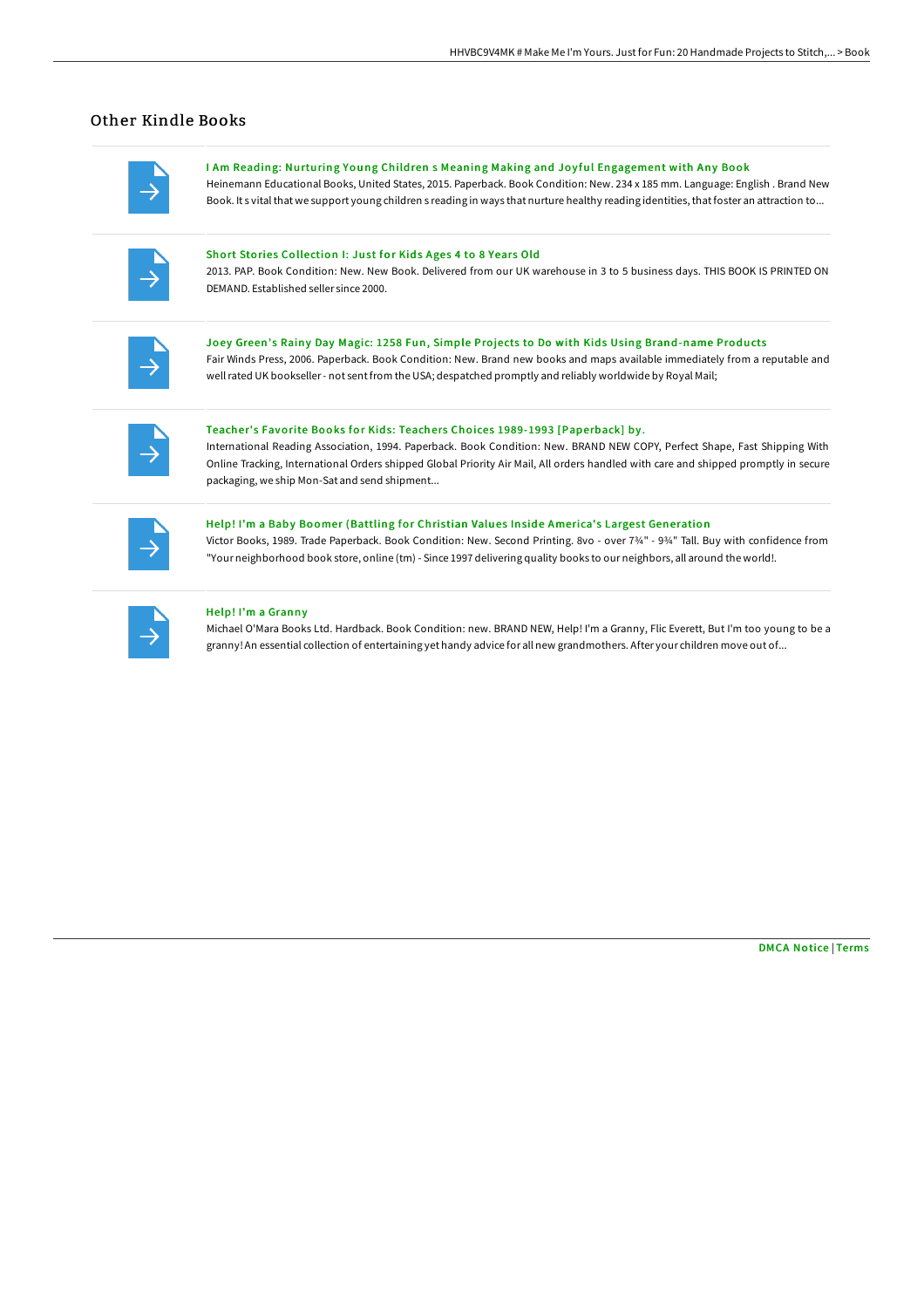## Other Kindle Books

**I Am Reading: Nurturing Young Children s Meaning Making and Joyful Engagement with Any Book**

Heinemann Educational Books, United States, 2015. Paperback. Book Condition: New. 234 x 185 mm. Language: English . Brand New Book. It s vital that we support young children s reading in ways that nurture healthy reading identities, that foster an attraction to...

**Short Stories Collection I: Just for Kids Ages 4 to 8 Years Old**

2013. PAP. Book Condition: New. New Book. Delivered from our UK warehouse in 3 to 5 business days. THIS BOOK IS PRINTED ON DEMAND. Established seller since 2000.

**Joey Green's Rainy Day Magic: 1258 Fun, Simple Projects to Do with Kids Using Brand-name Products**

Fair Winds Press, 2006. Paperback. Book Condition: New. Brand new books and maps available immediately from a reputable and well rated UK bookseller - not sent from the USA; despatched promptly and reliably worldwide by Royal Mail;

**Teacher's Favorite Books for Kids: Teachers Choices 1989-1993 [Paperback] by.**

International Reading Association, 1994. Paperback. Book Condition: New. BRAND NEW COPY, Perfect Shape, Fast Shipping With Online Tracking, International Orders shipped Global Priority Air Mail, All orders handled with care and shipped promptly in secure packaging, we ship Mon-Sat and send shipment...

**Help! I'm a Baby Boomer (Battling for Christian Values Inside America's Largest Generation**

Victor Books, 1989. Trade Paperback. Book Condition: New. Second Printing. 8vo - over 7¾" - 9¾" Tall. Buy with confidence from "Your neighborhood book store, online (tm) - Since 1997 delivering quality books to our neighbors, all around the world!.

**Help! I'm a Granny**

Michael O'Mara Books Ltd. Hardback. Book Condition: new. BRAND NEW, Help! I'm a Granny, Flic Everett, But I'm too young to be a granny! An essential collection of entertaining yet handy advice for all new grandmothers. After your children move out of...

DMCA Notice | Terms